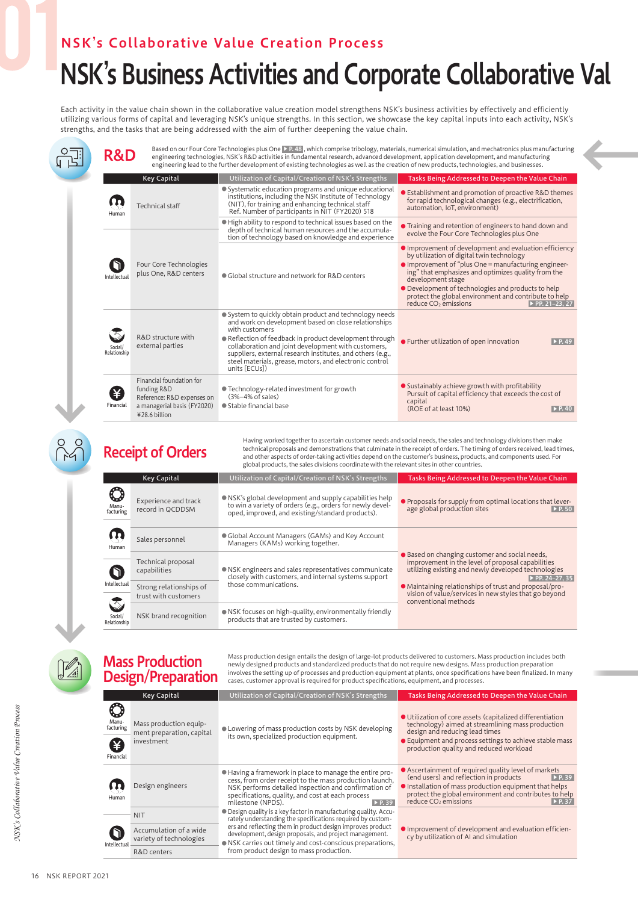## NSK's Collaborative Value Creation Process

# NSK's Business Activities and Corporate Collaborative Val

Each activity in the value chain shown in the collaborative value creation model strengthens NSK's business activities by effectively and efficiently utilizing various forms of capital and leveraging NSK's unique strengths. In this section, we showcase the key capital inputs into each activity, NSK's strengths, and the tasks that are being addressed with the aim of further deepening the value chain.

## R&D

Based on our Four Core Technologies plus One ▶P. 48, which comprise tribology, materials, numerical simulation, and mechatronics plus manufacturing engineering technologies, NSK's R&D activities in fundamental research, advanced development, application development, and manufacturing engineering lead to the further development of existing technologies as well as the creation of new products, technologies, and businesses.

| Key Capital | | Utilization of Capital/Creation of NSK's Strengths | Tasks Being Addressed to Deepen the Value Chain |
|---|---|---|---|
| Human | Technical staff | ● Systematic education programs and unique educational institutions, including the NSK Institute of Technology (NIT), for training and enhancing technical staff<br>Ref. Number of participants in NIT (FY2020) 518 | ● Establishment and promotion of proactive R&D themes for rapid technological changes (e.g., electrification, automation, IoT, environment) |
| | | ● High ability to respond to technical issues based on the depth of technical human resources and the accumulation of technology based on knowledge and experience | ● Training and retention of engineers to hand down and evolve the Four Core Technologies plus One |
| Intellectual | Four Core Technologies plus One, R&D centers | ● Global structure and network for R&D centers | ● Improvement of development and evaluation efficiency by utilization of digital twin technology<br>● Improvement of "plus One = manufacturing engineering" that emphasizes and optimizes quality from the development stage<br>● Development of technologies and products to help protect the global environment and contribute to help reduce $CO_2$ emissions ▶PP. 21–23, 27 |
| Social/Relationship | R&D structure with external parties | ● System to quickly obtain product and technology needs and work on development based on close relationships with customers<br>● Reflection of feedback in product development through collaboration and joint development with customers, suppliers, external research institutes, and others (e.g., steel materials, grease, motors, and electronic control units [ECUs]) | ● Further utilization of open innovation ▶P. 49 |
| Financial | Financial foundation for funding R&D<br>Reference: R&D expenses on a managerial basis (FY2020) ¥28.6 billion | ● Technology-related investment for growth (3%–4% of sales)<br>● Stable financial base | ● Sustainably achieve growth with profitability<br>Pursuit of capital efficiency that exceeds the cost of capital<br>(ROE of at least 10%) ▶P. 40 |

## Receipt of Orders

Having worked together to ascertain customer needs and social needs, the sales and technology divisions then make technical proposals and demonstrations that culminate in the receipt of orders. The timing of orders received, lead times, and other aspects of order-taking activities depend on the customer's business, products, and components used. For global products, the sales divisions coordinate with the relevant sites in other countries.

| Key Capital | | Utilization of Capital/Creation of NSK's Strengths | Tasks Being Addressed to Deepen the Value Chain |
|---|---|---|---|
| Manufacturing | Experience and track record in QCDDSM | ● NSK's global development and supply capabilities help to win a variety of orders (e.g., orders for newly developed, improved, and existing/standard products). | ● Proposals for supply from optimal locations that leverage global production sites ▶P. 50 |
| Human | Sales personnel | ● Global Account Managers (GAMs) and Key Account Managers (KAMs) working together. | ● Based on changing customer and social needs, improvement in the level of proposal capabilities utilizing existing and newly developed technologies ▶PP. 24–27, 35<br>● Maintaining relationships of trust and proposal/provision of value/services in new styles that go beyond conventional methods |
| Intellectual | Technical proposal capabilities | ● NSK engineers and sales representatives communicate closely with customers, and internal systems support those communications. | |
| | Strong relationships of trust with customers | | |
| Social/Relationship | NSK brand recognition | ● NSK focuses on high-quality, environmentally friendly products that are trusted by customers. | |

## Mass Production Design/Preparation

Mass production design entails the design of large-lot products delivered to customers. Mass production includes both newly designed products and standardized products that do not require new designs. Mass production preparation involves the setting up of processes and production equipment at plants, once specifications have been finalized. In many cases, customer approval is required for product specifications, equipment, and processes.

| Key Capital | | Utilization of Capital/Creation of NSK's Strengths | Tasks Being Addressed to Deepen the Value Chain |
|---|---|---|---|
| Manufacturing<br>Financial | Mass production equipment preparation, capital investment | ● Lowering of mass production costs by NSK developing its own, specialized production equipment. | ● Utilization of core assets (capitalized differentiation technology) aimed at streamlining mass production design and reducing lead times<br>● Equipment and process settings to achieve stable mass production quality and reduced workload |
| Human | Design engineers | ● Having a framework in place to manage the entire process, from order receipt to the mass production launch, NSK performs detailed inspection and confirmation of specifications, quality, and cost at each process milestone (NPDS). ▶P. 39 | ● Ascertainment of required quality level of markets (end users) and reflection in products ▶P. 39<br>● Installation of mass production equipment that helps protect the global environment and contributes to help reduce $CO_2$ emissions ▶P. 37 |
| Intellectual | NIT | ● Design quality is a key factor in manufacturing quality. Accurately understanding the specifications required by customers and reflecting them in product design improves product development, design proposals, and project management.<br>● NSK carries out timely and cost-conscious preparations, from product design to mass production. | ● Improvement of development and evaluation efficiency by utilization of AI and simulation |
| | Accumulation of a wide variety of technologies | | |
| | R&D centers | | |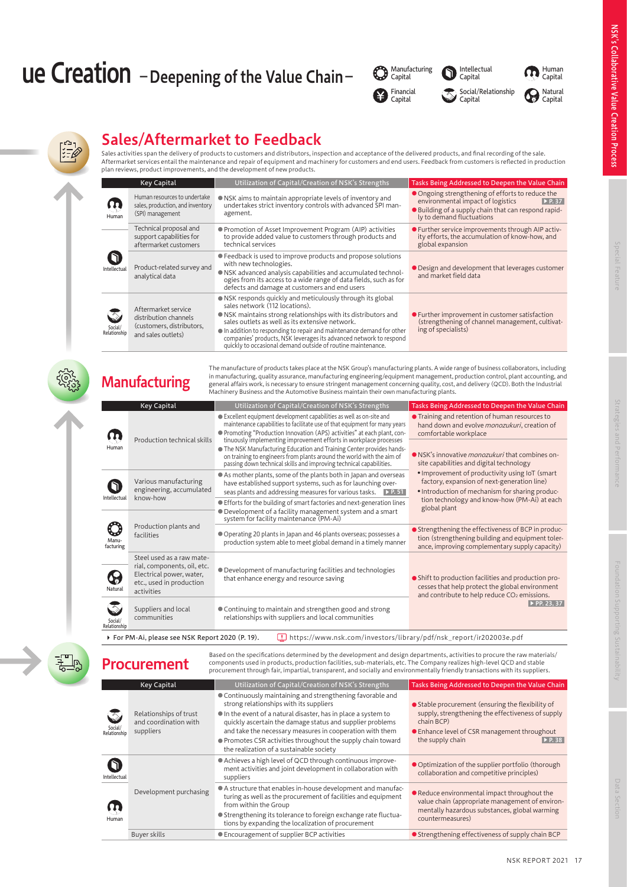# ue Creation –Deepening of the Value Chain–

Manufacturing Capital Intellectual Capital Human Capital Financial Capital Social/Relationship Capital Natural Capital

## Sales/Aftermarket to Feedback

Sales activities span the delivery of products to customers and distributors, inspection and acceptance of the delivered products, and final recording of the sale. Aftermarket services entail the maintenance and repair of equipment and machinery for customers and end users. Feedback from customers is reflected in production plan reviews, product improvements, and the development of new products.

| | Key Capital | Utilization of Capital/Creation of NSK's Strengths | Tasks Being Addressed to Deepen the Value Chain |
|---|---|---|---|
| Human | Human resources to undertake sales, production, and inventory (SPI) management | ● NSK aims to maintain appropriate levels of inventory and undertakes strict inventory controls with advanced SPI management. | ● Ongoing strengthening of efforts to reduce the environmental impact of logistics ▶ P. 37<br>● Building of a supply chain that can respond rapidly to demand fluctuations |
| Intellectual | Technical proposal and support capabilities for aftermarket customers | ● Promotion of Asset Improvement Program (AIP) activities to provide added value to customers through products and technical services | ● Further service improvements through AIP activity efforts, the accumulation of know-how, and global expansion |
| | Product-related survey and analytical data | ● Feedback is used to improve products and propose solutions with new technologies.<br>● NSK advanced analysis capabilities and accumulated technologies from its access to a wide range of data fields, such as for defects and damage at customers and end users | ● Design and development that leverages customer and market field data |
| Social/Relationship | Aftermarket service distribution channels (customers, distributors, and sales outlets) | ● NSK responds quickly and meticulously through its global sales network (112 locations).<br>● NSK maintains strong relationships with its distributors and sales outlets as well as its extensive network.<br>● In addition to responding to repair and maintenance demand for other companies' products, NSK leverages its advanced network to respond quickly to occasional demand outside of routine maintenance. | ● Further improvement in customer satisfaction (strengthening of channel management, cultivating of specialists) |

## Manufacturing

The manufacture of products takes place at the NSK Group's manufacturing plants. A wide range of business collaborators, including in manufacturing, quality assurance, manufacturing engineering/equipment management, production control, plant accounting, and general affairs work, is necessary to ensure stringent management concerning quality, cost, and delivery (QCD). Both the Industrial Machinery Business and the Automotive Business maintain their own manufacturing plants.

| | Key Capital | Utilization of Capital/Creation of NSK's Strengths | Tasks Being Addressed to Deepen the Value Chain |
|---|---|---|---|
| Human | Production technical skills | ● Excellent equipment development capabilities as well as on-site and maintenance capabilities to facilitate use of that equipment for many years<br>● Promoting "Production Innovation (APS) activities" at each plant, continuously implementing improvement efforts in workplace processes<br>● The NSK Manufacturing Education and Training Center provides hands-on training to engineers from plants around the world with the aim of passing down technical skills and improving technical capabilities. | ● Training and retention of human resources to hand down and evolve *monozukuri*, creation of comfortable workplace |
| Intellectual | Various manufacturing engineering, accumulated know-how | ● As mother plants, some of the plants both in Japan and overseas have established support systems, such as for launching overseas plants and addressing measures for various tasks. ▶ P. 51<br>● Efforts for the building of smart factories and next-generation lines<br>● Development of a facility management system and a smart system for facility maintenance (PM-Ai) | ● NSK's innovative *monozukuri* that combines on-site capabilities and digital technology<br>• Improvement of productivity using IoT (smart factory, expansion of next-generation line)<br>• Introduction of mechanism for sharing production technology and know-how (PM-Ai) at each global plant |
| Manufacturing | Production plants and facilities | ● Operating 20 plants in Japan and 46 plants overseas; possesses a production system able to meet global demand in a timely manner | ● Strengthening the effectiveness of BCP in production (strengthening building and equipment tolerance, improving complementary supply capacity) |
| Natural | Steel used as a raw material, components, oil, etc. Electrical power, water, etc., used in production activities | ● Development of manufacturing facilities and technologies that enhance energy and resource saving | ● Shift to production facilities and production processes that help protect the global environment and contribute to help reduce $CO_2$ emissions. ▶ PP. 23, 37 |
| Social/Relationship | Suppliers and local communities | ● Continuing to maintain and strengthen good and strong relationships with suppliers and local communities | |

▸ For PM-Ai, please see NSK Report 2020 (P. 19). https://www.nsk.com/investors/library/pdf/nsk_report/ir202003e.pdf

## Procurement

Based on the specifications determined by the development and design departments, activities to procure the raw materials/components used in products, production facilities, sub-materials, etc. The Company realizes high-level QCD and stable procurement through fair, impartial, transparent, and socially and environmentally friendly transactions with its suppliers.

| | Key Capital | Utilization of Capital/Creation of NSK's Strengths | Tasks Being Addressed to Deepen the Value Chain |
|---|---|---|---|
| Social/Relationship | Relationships of trust and coordination with suppliers | ● Continuously maintaining and strengthening favorable and strong relationships with its suppliers<br>● In the event of a natural disaster, has in place a system to quickly ascertain the damage status and supplier problems and take the necessary measures in cooperation with them<br>● Promotes CSR activities throughout the supply chain toward the realization of a sustainable society | ● Stable procurement (ensuring the flexibility of supply, strengthening the effectiveness of supply chain BCP)<br>● Enhance level of CSR management throughout the supply chain ▶ P. 38 |
| Intellectual | Development purchasing | ● Achieves a high level of QCD through continuous improvement activities and joint development in collaboration with suppliers | ● Optimization of the supplier portfolio (thorough collaboration and competitive principles) |
| Human | | ● A structure that enables in-house development and manufacturing as well as the procurement of facilities and equipment from within the Group<br>● Strengthening its tolerance to foreign exchange rate fluctuations by expanding the localization of procurement | ● Reduce environmental impact throughout the value chain (appropriate management of environmentally hazardous substances, global warming countermeasures) |
| | Buyer skills | ● Encouragement of supplier BCP activities | ● Strengthening effectiveness of supply chain BCP |